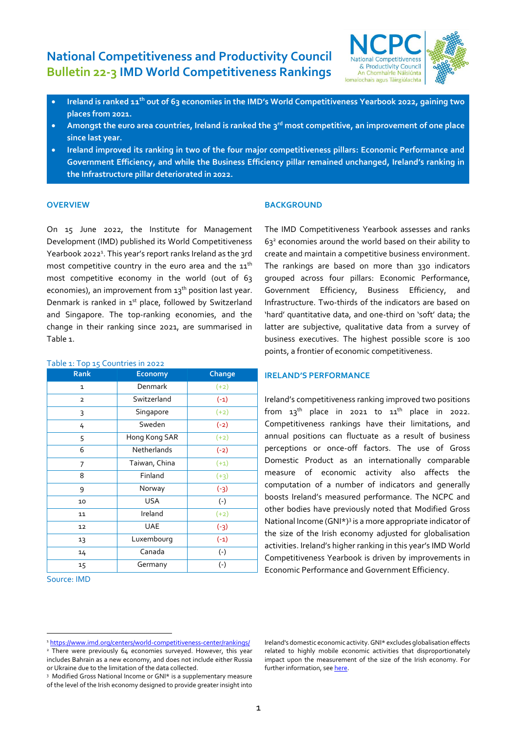# National Competitiveness and Productivity Council
## Bulletin 22-3 IMD World Competitiveness Rankings

- **Ireland is ranked 11th out of 63 economies in the IMD's World Competitiveness Yearbook 2022, gaining two places from 2021.**
- **Amongst the euro area countries, Ireland is ranked the 3rd most competitive, an improvement of one place since last year.**
- **Ireland improved its ranking in two of the four major competitiveness pillars: Economic Performance and Government Efficiency, and while the Business Efficiency pillar remained unchanged, Ireland's ranking in the Infrastructure pillar deteriorated in 2022.**

### OVERVIEW

On 15 June 2022, the Institute for Management Development (IMD) published its World Competitiveness Yearbook 2022[1]. This year's report ranks Ireland as the 3rd most competitive country in the euro area and the 11th most competitive economy in the world (out of 63 economies), an improvement from 13th position last year. Denmark is ranked in 1st place, followed by Switzerland and Singapore. The top-ranking economies, and the change in their ranking since 2021, are summarised in Table 1.

Table 1: Top 15 Countries in 2022

| Rank | Economy | Change |
|---|---|---|
| 1 | Denmark | (+2) |
| 2 | Switzerland | (-1) |
| 3 | Singapore | (+2) |
| 4 | Sweden | (-2) |
| 5 | Hong Kong SAR | (+2) |
| 6 | Netherlands | (-2) |
| 7 | Taiwan, China | (+1) |
| 8 | Finland | (+3) |
| 9 | Norway | (-3) |
| 10 | USA | (-) |
| 11 | Ireland | (+2) |
| 12 | UAE | (-3) |
| 13 | Luxembourg | (-1) |
| 14 | Canada | (-) |
| 15 | Germany | (-) |

Source: IMD

### BACKGROUND

The IMD Competitiveness Yearbook assesses and ranks 63[2] economies around the world based on their ability to create and maintain a competitive business environment. The rankings are based on more than 330 indicators grouped across four pillars: Economic Performance, Government Efficiency, Business Efficiency, and Infrastructure. Two-thirds of the indicators are based on 'hard' quantitative data, and one-third on 'soft' data; the latter are subjective, qualitative data from a survey of business executives. The highest possible score is 100 points, a frontier of economic competitiveness.

### IRELAND'S PERFORMANCE

Ireland's competitiveness ranking improved two positions from 13th place in 2021 to 11th place in 2022. Competitiveness rankings have their limitations, and annual positions can fluctuate as a result of business perceptions or once-off factors. The use of Gross Domestic Product as an internationally comparable measure of economic activity also affects the computation of a number of indicators and generally boosts Ireland's measured performance. The NCPC and other bodies have previously noted that Modified Gross National Income (GNI*)[3] is a more appropriate indicator of the size of the Irish economy adjusted for globalisation activities. Ireland's higher ranking in this year's IMD World Competitiveness Yearbook is driven by improvements in Economic Performance and Government Efficiency.

---

[1] https://www.imd.org/centers/world-competitiveness-center/rankings/

[2] There were previously 64 economies surveyed. However, this year includes Bahrain as a new economy, and does not include either Russia or Ukraine due to the limitation of the data collected.

[3] Modified Gross National Income or GNI* is a supplementary measure of the level of the Irish economy designed to provide greater insight into Ireland's domestic economic activity. GNI* excludes globalisation effects related to highly mobile economic activities that disproportionately impact upon the measurement of the size of the Irish economy. For further information, see here.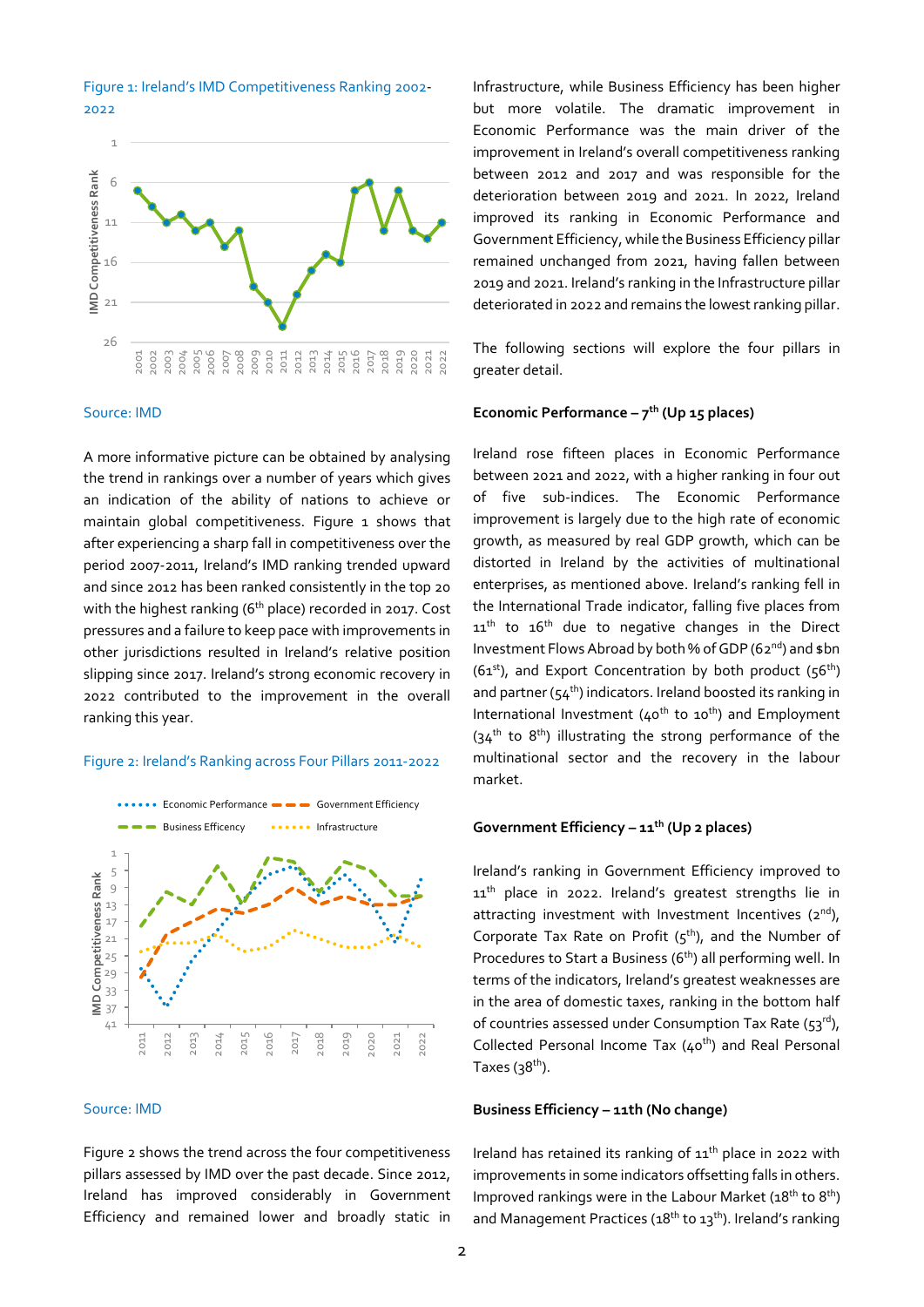Figure 1: Ireland's IMD Competitiveness Ranking 2002-2022

Source: IMD

A more informative picture can be obtained by analysing the trend in rankings over a number of years which gives an indication of the ability of nations to achieve or maintain global competitiveness. Figure 1 shows that after experiencing a sharp fall in competitiveness over the period 2007-2011, Ireland's IMD ranking trended upward and since 2012 has been ranked consistently in the top 20 with the highest ranking (6th place) recorded in 2017. Cost pressures and a failure to keep pace with improvements in other jurisdictions resulted in Ireland's relative position slipping since 2017. Ireland's strong economic recovery in 2022 contributed to the improvement in the overall ranking this year.

Figure 2: Ireland's Ranking across Four Pillars 2011-2022

Source: IMD

Figure 2 shows the trend across the four competitiveness pillars assessed by IMD over the past decade. Since 2012, Ireland has improved considerably in Government Efficiency and remained lower and broadly static in Infrastructure, while Business Efficiency has been higher but more volatile. The dramatic improvement in Economic Performance was the main driver of the improvement in Ireland's overall competitiveness ranking between 2012 and 2017 and was responsible for the deterioration between 2019 and 2021. In 2022, Ireland improved its ranking in Economic Performance and Government Efficiency, while the Business Efficiency pillar remained unchanged from 2021, having fallen between 2019 and 2021. Ireland's ranking in the Infrastructure pillar deteriorated in 2022 and remains the lowest ranking pillar.

The following sections will explore the four pillars in greater detail.

**Economic Performance – 7th (Up 15 places)**

Ireland rose fifteen places in Economic Performance between 2021 and 2022, with a higher ranking in four out of five sub-indices. The Economic Performance improvement is largely due to the high rate of economic growth, as measured by real GDP growth, which can be distorted in Ireland by the activities of multinational enterprises, as mentioned above. Ireland's ranking fell in the International Trade indicator, falling five places from 11th to 16th due to negative changes in the Direct Investment Flows Abroad by both % of GDP (62nd) and $bn (61st), and Export Concentration by both product (56th) and partner (54th) indicators. Ireland boosted its ranking in International Investment (40th to 10th) and Employment (34th to 8th) illustrating the strong performance of the multinational sector and the recovery in the labour market.

**Government Efficiency – 11th (Up 2 places)**

Ireland's ranking in Government Efficiency improved to 11th place in 2022. Ireland's greatest strengths lie in attracting investment with Investment Incentives (2nd), Corporate Tax Rate on Profit (5th), and the Number of Procedures to Start a Business (6th) all performing well. In terms of the indicators, Ireland's greatest weaknesses are in the area of domestic taxes, ranking in the bottom half of countries assessed under Consumption Tax Rate (53rd), Collected Personal Income Tax (40th) and Real Personal Taxes (38th).

**Business Efficiency – 11th (No change)**

Ireland has retained its ranking of 11th place in 2022 with improvements in some indicators offsetting falls in others. Improved rankings were in the Labour Market (18th to 8th) and Management Practices (18th to 13th). Ireland's ranking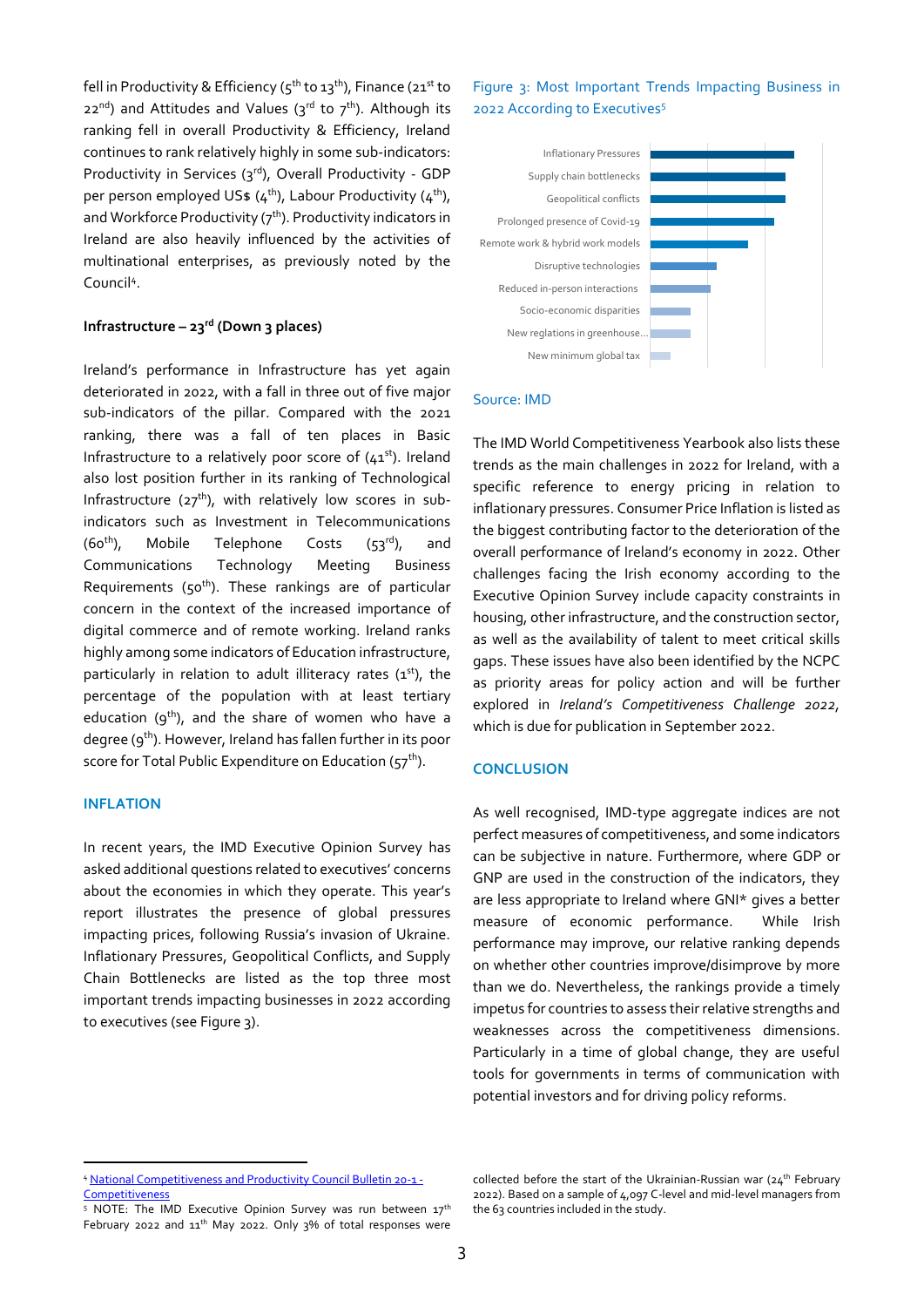fell in Productivity & Efficiency (5th to 13th), Finance (21st to 22nd) and Attitudes and Values (3rd to 7th). Although its ranking fell in overall Productivity & Efficiency, Ireland continues to rank relatively highly in some sub-indicators: Productivity in Services (3rd), Overall Productivity - GDP per person employed US$ (4th), Labour Productivity (4th), and Workforce Productivity (7th). Productivity indicators in Ireland are also heavily influenced by the activities of multinational enterprises, as previously noted by the Council[4].

**Infrastructure – 23rd (Down 3 places)**

Ireland's performance in Infrastructure has yet again deteriorated in 2022, with a fall in three out of five major sub-indicators of the pillar. Compared with the 2021 ranking, there was a fall of ten places in Basic Infrastructure to a relatively poor score of (41st). Ireland also lost position further in its ranking of Technological Infrastructure (27th), with relatively low scores in sub-indicators such as Investment in Telecommunications (60th), Mobile Telephone Costs (53rd), and Communications Technology Meeting Business Requirements (50th). These rankings are of particular concern in the context of the increased importance of digital commerce and of remote working. Ireland ranks highly among some indicators of Education infrastructure, particularly in relation to adult illiteracy rates (1st), the percentage of the population with at least tertiary education (9th), and the share of women who have a degree (9th). However, Ireland has fallen further in its poor score for Total Public Expenditure on Education (57th).

## INFLATION

In recent years, the IMD Executive Opinion Survey has asked additional questions related to executives' concerns about the economies in which they operate. This year's report illustrates the presence of global pressures impacting prices, following Russia's invasion of Ukraine. Inflationary Pressures, Geopolitical Conflicts, and Supply Chain Bottlenecks are listed as the top three most important trends impacting businesses in 2022 according to executives (see Figure 3).

Figure 3: Most Important Trends Impacting Business in 2022 According to Executives[5]

- Inflationary Pressures
- Supply chain bottlenecks
- Geopolitical conflicts
- Prolonged presence of Covid-19
- Remote work & hybrid work models
- Disruptive technologies
- Reduced in-person interactions
- Socio-economic disparities
- New reglations in greenhouse...
- New minimum global tax

Source: IMD

The IMD World Competitiveness Yearbook also lists these trends as the main challenges in 2022 for Ireland, with a specific reference to energy pricing in relation to inflationary pressures. Consumer Price Inflation is listed as the biggest contributing factor to the deterioration of the overall performance of Ireland's economy in 2022. Other challenges facing the Irish economy according to the Executive Opinion Survey include capacity constraints in housing, other infrastructure, and the construction sector, as well as the availability of talent to meet critical skills gaps. These issues have also been identified by the NCPC as priority areas for policy action and will be further explored in *Ireland's Competitiveness Challenge 2022*, which is due for publication in September 2022.

## CONCLUSION

As well recognised, IMD-type aggregate indices are not perfect measures of competitiveness, and some indicators can be subjective in nature. Furthermore, where GDP or GNP are used in the construction of the indicators, they are less appropriate to Ireland where GNI* gives a better measure of economic performance. While Irish performance may improve, our relative ranking depends on whether other countries improve/disimprove by more than we do. Nevertheless, the rankings provide a timely impetus for countries to assess their relative strengths and weaknesses across the competitiveness dimensions. Particularly in a time of global change, they are useful tools for governments in terms of communication with potential investors and for driving policy reforms.

---

[4] National Competitiveness and Productivity Council Bulletin 20-1 - Competitiveness

[5] NOTE: The IMD Executive Opinion Survey was run between 17th February 2022 and 11th May 2022. Only 3% of total responses were collected before the start of the Ukrainian-Russian war (24th February 2022). Based on a sample of 4,097 C-level and mid-level managers from the 63 countries included in the study.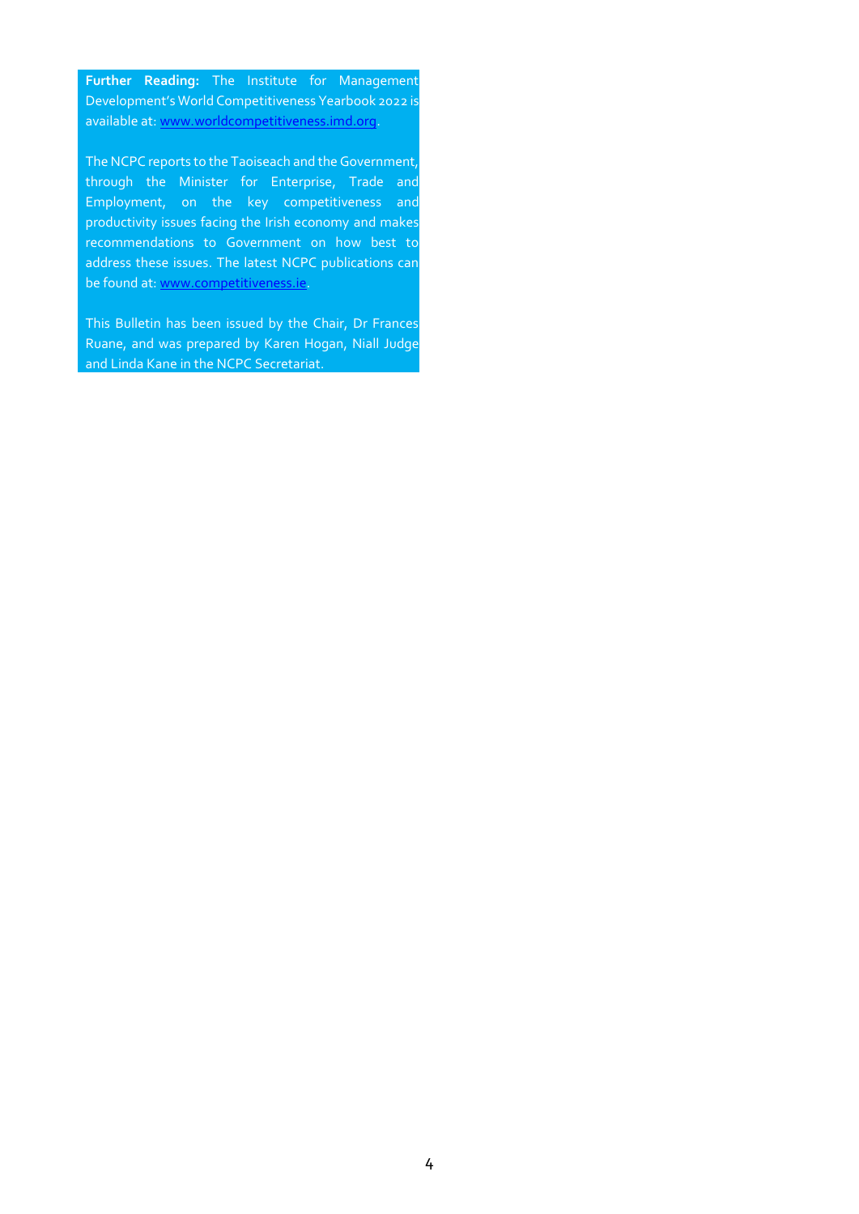**Further Reading:** The Institute for Management Development's World Competitiveness Yearbook 2022 is available at: www.worldcompetitiveness.imd.org.

The NCPC reports to the Taoiseach and the Government, through the Minister for Enterprise, Trade and Employment, on the key competitiveness and productivity issues facing the Irish economy and makes recommendations to Government on how best to address these issues. The latest NCPC publications can be found at: www.competitiveness.ie.

This Bulletin has been issued by the Chair, Dr Frances Ruane, and was prepared by Karen Hogan, Niall Judge and Linda Kane in the NCPC Secretariat.